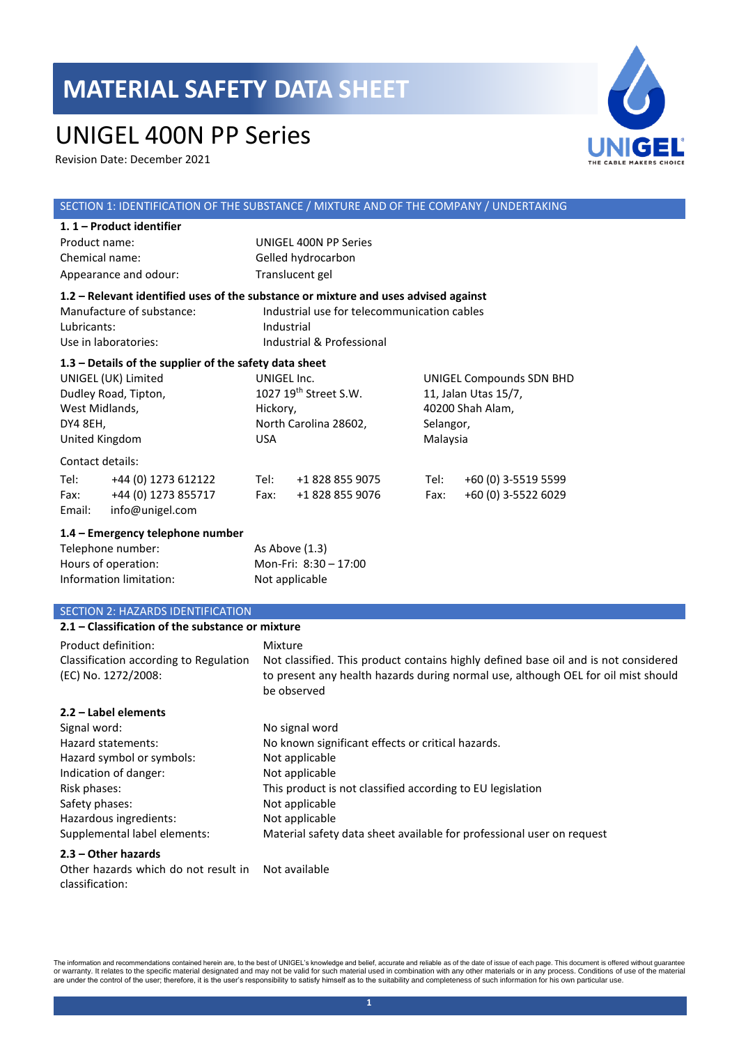# MATERIAL SAFETY DATA SHEET

# UNIGEL 400N PP Series

Revision Date: December 2021

## SECTION 1: IDENTIFICATION OF THE SUBSTANCE / MIXTURE AND OF THE COMPANY / UNDERTAKING

### 1. 1 – Product identifier

| | |
|---|---|
| Product name: | UNIGEL 400N PP Series |
| Chemical name: | Gelled hydrocarbon |
| Appearance and odour: | Translucent gel |

### 1.2 – Relevant identified uses of the substance or mixture and uses advised against

| | |
|---|---|
| Manufacture of substance: | Industrial use for telecommunication cables |
| Lubricants: | Industrial |
| Use in laboratories: | Industrial & Professional |

### 1.3 – Details of the supplier of the safety data sheet

| | | |
|---|---|---|
| UNIGEL (UK) Limited | UNIGEL Inc. | UNIGEL Compounds SDN BHD |
| Dudley Road, Tipton, | 1027 19th Street S.W. | 11, Jalan Utas 15/7, |
| West Midlands, | Hickory, | 40200 Shah Alam, |
| DY4 8EH, | North Carolina 28602, | Selangor, |
| United Kingdom | USA | Malaysia |

Contact details:

| | | |
|---|---|---|
| Tel: +44 (0) 1273 612122 | Tel: +1 828 855 9075 | Tel: +60 (0) 3-5519 5599 |
| Fax: +44 (0) 1273 855717 | Fax: +1 828 855 9076 | Fax: +60 (0) 3-5522 6029 |
| Email: info@unigel.com | | |

### 1.4 – Emergency telephone number

| | |
|---|---|
| Telephone number: | As Above (1.3) |
| Hours of operation: | Mon-Fri: 8:30 – 17:00 |
| Information limitation: | Not applicable |

## SECTION 2: HAZARDS IDENTIFICATION

### 2.1 – Classification of the substance or mixture

| | |
|---|---|
| Product definition: | Mixture |
| Classification according to Regulation (EC) No. 1272/2008: | Not classified. This product contains highly defined base oil and is not considered to present any health hazards during normal use, although OEL for oil mist should be observed |

### 2.2 – Label elements

| | |
|---|---|
| Signal word: | No signal word |
| Hazard statements: | No known significant effects or critical hazards. |
| Hazard symbol or symbols: | Not applicable |
| Indication of danger: | Not applicable |
| Risk phases: | This product is not classified according to EU legislation |
| Safety phases: | Not applicable |
| Hazardous ingredients: | Not applicable |
| Supplemental label elements: | Material safety data sheet available for professional user on request |

### 2.3 – Other hazards

| | |
|---|---|
| Other hazards which do not result in classification: | Not available |

The information and recommendations contained herein are, to the best of UNIGEL's knowledge and belief, accurate and reliable as of the date of issue of each page. This document is offered without guarantee or warranty. It relates to the specific material designated and may not be valid for such material used in combination with any other materials or in any process. Conditions of use of the material are under the control of the user; therefore, it is the user's responsibility to satisfy himself as to the suitability and completeness of such information for his own particular use.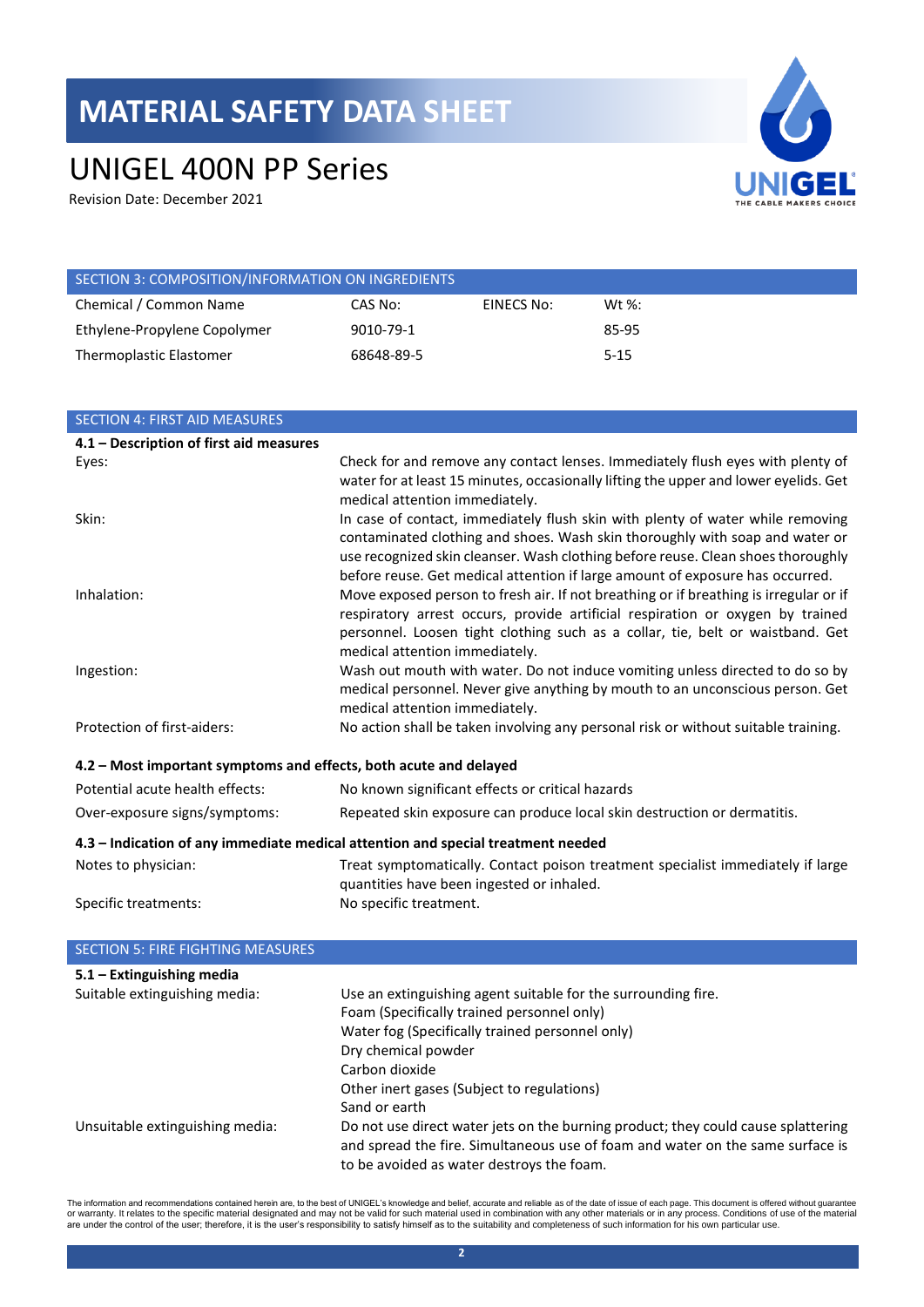# MATERIAL SAFETY DATA SHEET

# UNIGEL 400N PP Series

Revision Date: December 2021

## SECTION 3: COMPOSITION/INFORMATION ON INGREDIENTS

| Chemical / Common Name | CAS No: | EINECS No: | Wt %: |
|---|---|---|---|
| Ethylene-Propylene Copolymer | 9010-79-1 | | 85-95 |
| Thermoplastic Elastomer | 68648-89-5 | | 5-15 |

## SECTION 4: FIRST AID MEASURES

### 4.1 – Description of first aid measures

| | |
|---|---|
| Eyes: | Check for and remove any contact lenses. Immediately flush eyes with plenty of water for at least 15 minutes, occasionally lifting the upper and lower eyelids. Get medical attention immediately. |
| Skin: | In case of contact, immediately flush skin with plenty of water while removing contaminated clothing and shoes. Wash skin thoroughly with soap and water or use recognized skin cleanser. Wash clothing before reuse. Clean shoes thoroughly before reuse. Get medical attention if large amount of exposure has occurred. |
| Inhalation: | Move exposed person to fresh air. If not breathing or if breathing is irregular or if respiratory arrest occurs, provide artificial respiration or oxygen by trained personnel. Loosen tight clothing such as a collar, tie, belt or waistband. Get medical attention immediately. |
| Ingestion: | Wash out mouth with water. Do not induce vomiting unless directed to do so by medical personnel. Never give anything by mouth to an unconscious person. Get medical attention immediately. |
| Protection of first-aiders: | No action shall be taken involving any personal risk or without suitable training. |

### 4.2 – Most important symptoms and effects, both acute and delayed

| | |
|---|---|
| Potential acute health effects: | No known significant effects or critical hazards |
| Over-exposure signs/symptoms: | Repeated skin exposure can produce local skin destruction or dermatitis. |

### 4.3 – Indication of any immediate medical attention and special treatment needed

| | |
|---|---|
| Notes to physician: | Treat symptomatically. Contact poison treatment specialist immediately if large quantities have been ingested or inhaled. |
| Specific treatments: | No specific treatment. |

## SECTION 5: FIRE FIGHTING MEASURES

### 5.1 – Extinguishing media

**Suitable extinguishing media:**

Use an extinguishing agent suitable for the surrounding fire.
Foam (Specifically trained personnel only)
Water fog (Specifically trained personnel only)
Dry chemical powder
Carbon dioxide
Other inert gases (Subject to regulations)
Sand or earth

**Unsuitable extinguishing media:**

Do not use direct water jets on the burning product; they could cause splattering and spread the fire. Simultaneous use of foam and water on the same surface is to be avoided as water destroys the foam.

The information and recommendations contained herein are, to the best of UNIGEL's knowledge and belief, accurate and reliable as of the date of issue of each page. This document is offered without guarantee or warranty. It relates to the specific material designated and may not be valid for such material used in combination with any other materials or in any process. Conditions of use of the material are under the control of the user; therefore, it is the user's responsibility to satisfy himself as to the suitability and completeness of such information for his own particular use.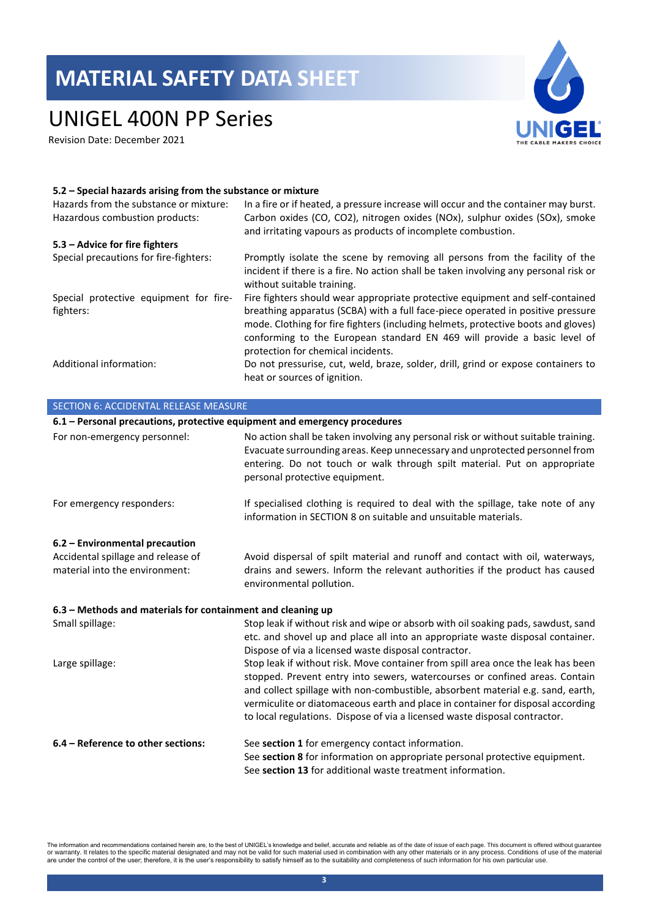### 5.2 – Special hazards arising from the substance or mixture

| | |
|---|---|
| Hazards from the substance or mixture: | In a fire or if heated, a pressure increase will occur and the container may burst. |
| Hazardous combustion products: | Carbon oxides (CO, $CO_2$), nitrogen oxides ($NO_x$), sulphur oxides ($SO_x$), smoke and irritating vapours as products of incomplete combustion. |

### 5.3 – Advice for fire fighters

| | |
|---|---|
| Special precautions for fire-fighters: | Promptly isolate the scene by removing all persons from the facility of the incident if there is a fire. No action shall be taken involving any personal risk or without suitable training. |
| Special protective equipment for fire-fighters: | Fire fighters should wear appropriate protective equipment and self-contained breathing apparatus (SCBA) with a full face-piece operated in positive pressure mode. Clothing for fire fighters (including helmets, protective boots and gloves) conforming to the European standard EN 469 will provide a basic level of protection for chemical incidents. |
| Additional information: | Do not pressurise, cut, weld, braze, solder, drill, grind or expose containers to heat or sources of ignition. |

## SECTION 6: ACCIDENTAL RELEASE MEASURE

### 6.1 – Personal precautions, protective equipment and emergency procedures

| | |
|---|---|
| For non-emergency personnel: | No action shall be taken involving any personal risk or without suitable training. Evacuate surrounding areas. Keep unnecessary and unprotected personnel from entering. Do not touch or walk through spilt material. Put on appropriate personal protective equipment. |
| For emergency responders: | If specialised clothing is required to deal with the spillage, take note of any information in SECTION 8 on suitable and unsuitable materials. |

### 6.2 – Environmental precaution

| | |
|---|---|
| Accidental spillage and release of material into the environment: | Avoid dispersal of spilt material and runoff and contact with oil, waterways, drains and sewers. Inform the relevant authorities if the product has caused environmental pollution. |

### 6.3 – Methods and materials for containment and cleaning up

| | |
|---|---|
| Small spillage: | Stop leak if without risk and wipe or absorb with oil soaking pads, sawdust, sand etc. and shovel up and place all into an appropriate waste disposal container. Dispose of via a licensed waste disposal contractor. |
| Large spillage: | Stop leak if without risk. Move container from spill area once the leak has been stopped. Prevent entry into sewers, watercourses or confined areas. Contain and collect spillage with non-combustible, absorbent material e.g. sand, earth, vermiculite or diatomaceous earth and place in container for disposal according to local regulations. Dispose of via a licensed waste disposal contractor. |

### 6.4 – Reference to other sections:

See **section 1** for emergency contact information.
See **section 8** for information on appropriate personal protective equipment.
See **section 13** for additional waste treatment information.

The information and recommendations contained herein are, to the best of UNIGEL's knowledge and belief, accurate and reliable as of the date of issue of each page. This document is offered without guarantee or warranty. It relates to the specific material designated and may not be valid for such material used in combination with any other materials or in any process. Conditions of use of the material are under the control of the user; therefore, it is the user's responsibility to satisfy himself as to the suitability and completeness of such information for his own particular use.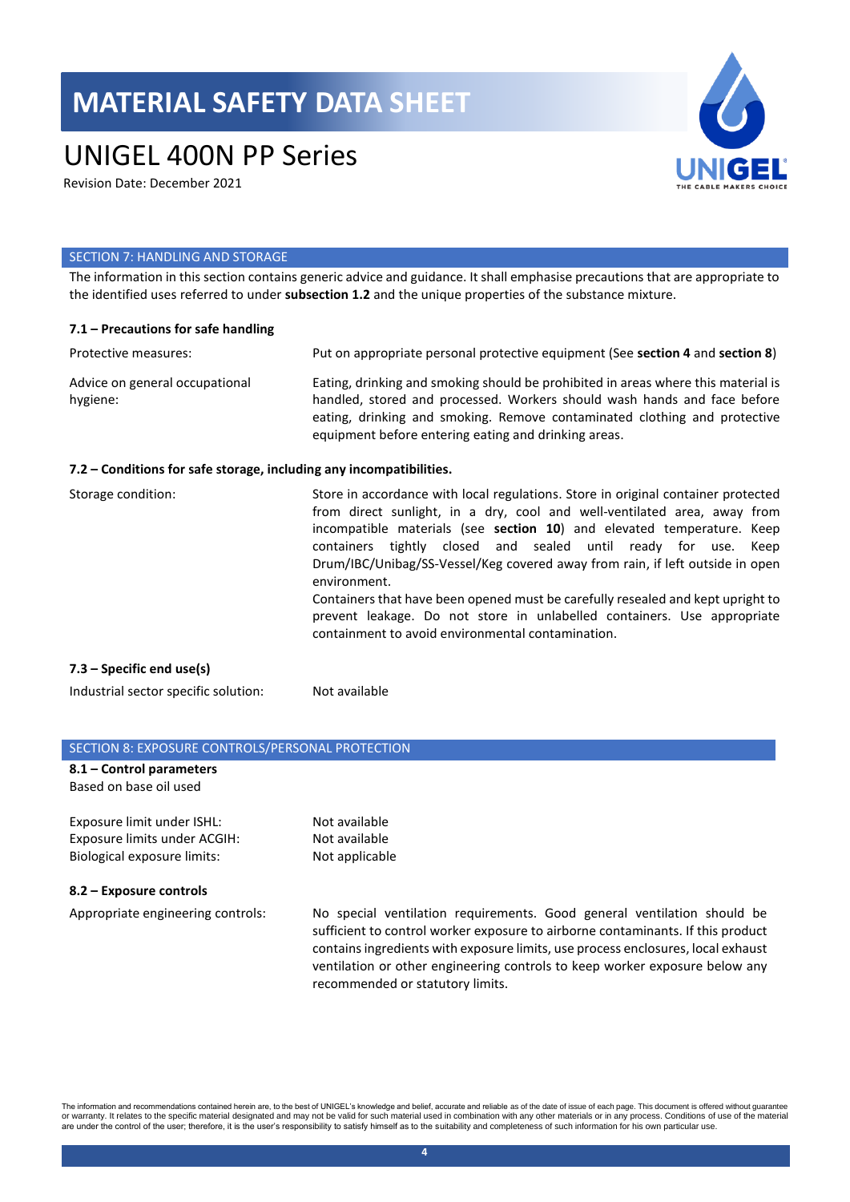## SECTION 7: HANDLING AND STORAGE

The information in this section contains generic advice and guidance. It shall emphasise precautions that are appropriate to the identified uses referred to under **subsection 1.2** and the unique properties of the substance mixture.

### 7.1 – Precautions for safe handling

| | |
|---|---|
| Protective measures: | Put on appropriate personal protective equipment (See **section 4** and **section 8**) |
| Advice on general occupational hygiene: | Eating, drinking and smoking should be prohibited in areas where this material is handled, stored and processed. Workers should wash hands and face before eating, drinking and smoking. Remove contaminated clothing and protective equipment before entering eating and drinking areas. |

### 7.2 – Conditions for safe storage, including any incompatibilities.

| | |
|---|---|
| Storage condition: | Store in accordance with local regulations. Store in original container protected from direct sunlight, in a dry, cool and well-ventilated area, away from incompatible materials (see **section 10**) and elevated temperature. Keep containers tightly closed and sealed until ready for use. Keep Drum/IBC/Unibag/SS-Vessel/Keg covered away from rain, if left outside in open environment.<br>Containers that have been opened must be carefully resealed and kept upright to prevent leakage. Do not store in unlabelled containers. Use appropriate containment to avoid environmental contamination. |

### 7.3 – Specific end use(s)

| | |
|---|---|
| Industrial sector specific solution: | Not available |

## SECTION 8: EXPOSURE CONTROLS/PERSONAL PROTECTION

### 8.1 – Control parameters

Based on base oil used

| | |
|---|---|
| Exposure limit under ISHL: | Not available |
| Exposure limits under ACGIH: | Not available |
| Biological exposure limits: | Not applicable |

### 8.2 – Exposure controls

| | |
|---|---|
| Appropriate engineering controls: | No special ventilation requirements. Good general ventilation should be sufficient to control worker exposure to airborne contaminants. If this product contains ingredients with exposure limits, use process enclosures, local exhaust ventilation or other engineering controls to keep worker exposure below any recommended or statutory limits. |

The information and recommendations contained herein are, to the best of UNIGEL's knowledge and belief, accurate and reliable as of the date of issue of each page. This document is offered without guarantee or warranty. It relates to the specific material designated and may not be valid for such material used in combination with any other materials or in any process. Conditions of use of the material are under the control of the user; therefore, it is the user's responsibility to satisfy himself as to the suitability and completeness of such information for his own particular use.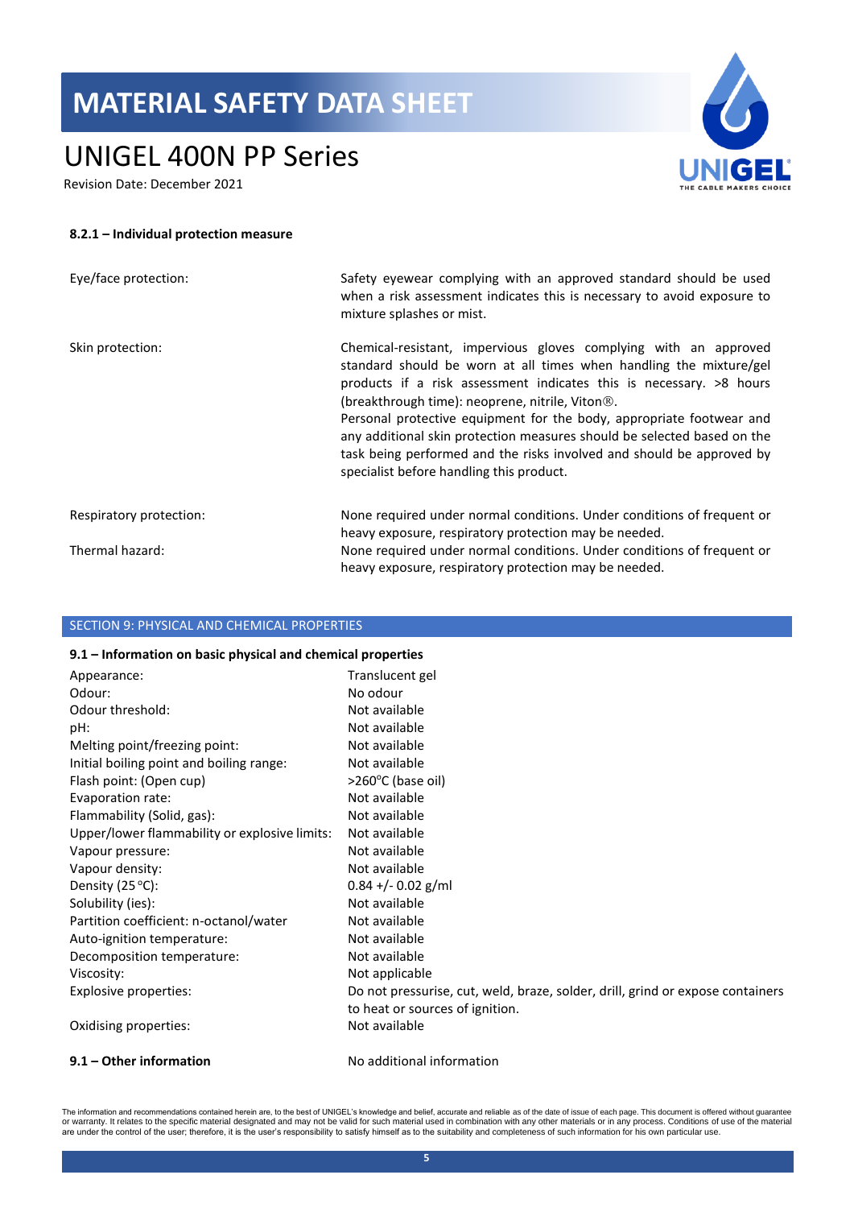#### 8.2.1 – Individual protection measure

| | |
|---|---|
| Eye/face protection: | Safety eyewear complying with an approved standard should be used when a risk assessment indicates this is necessary to avoid exposure to mixture splashes or mist. |
| Skin protection: | Chemical-resistant, impervious gloves complying with an approved standard should be worn at all times when handling the mixture/gel products if a risk assessment indicates this is necessary. >8 hours (breakthrough time): neoprene, nitrile, Viton®.<br>Personal protective equipment for the body, appropriate footwear and any additional skin protection measures should be selected based on the task being performed and the risks involved and should be approved by specialist before handling this product. |
| Respiratory protection: | None required under normal conditions. Under conditions of frequent or heavy exposure, respiratory protection may be needed. |
| Thermal hazard: | None required under normal conditions. Under conditions of frequent or heavy exposure, respiratory protection may be needed. |

## SECTION 9: PHYSICAL AND CHEMICAL PROPERTIES

#### 9.1 – Information on basic physical and chemical properties

| | |
|---|---|
| Appearance: | Translucent gel |
| Odour: | No odour |
| Odour threshold: | Not available |
| pH: | Not available |
| Melting point/freezing point: | Not available |
| Initial boiling point and boiling range: | Not available |
| Flash point: (Open cup) | >260°C (base oil) |
| Evaporation rate: | Not available |
| Flammability (Solid, gas): | Not available |
| Upper/lower flammability or explosive limits: | Not available |
| Vapour pressure: | Not available |
| Vapour density: | Not available |
| Density (25 °C): | 0.84 +/- 0.02 g/ml |
| Solubility (ies): | Not available |
| Partition coefficient: n-octanol/water | Not available |
| Auto-ignition temperature: | Not available |
| Decomposition temperature: | Not available |
| Viscosity: | Not applicable |
| Explosive properties: | Do not pressurise, cut, weld, braze, solder, drill, grind or expose containers to heat or sources of ignition. |
| Oxidising properties: | Not available |

**9.1 – Other information** No additional information

The information and recommendations contained herein are, to the best of UNIGEL's knowledge and belief, accurate and reliable as of the date of issue of each page. This document is offered without guarantee or warranty. It relates to the specific material designated and may not be valid for such material used in combination with any other materials or in any process. Conditions of use of the material are under the control of the user; therefore, it is the user's responsibility to satisfy himself as to the suitability and completeness of such information for his own particular use.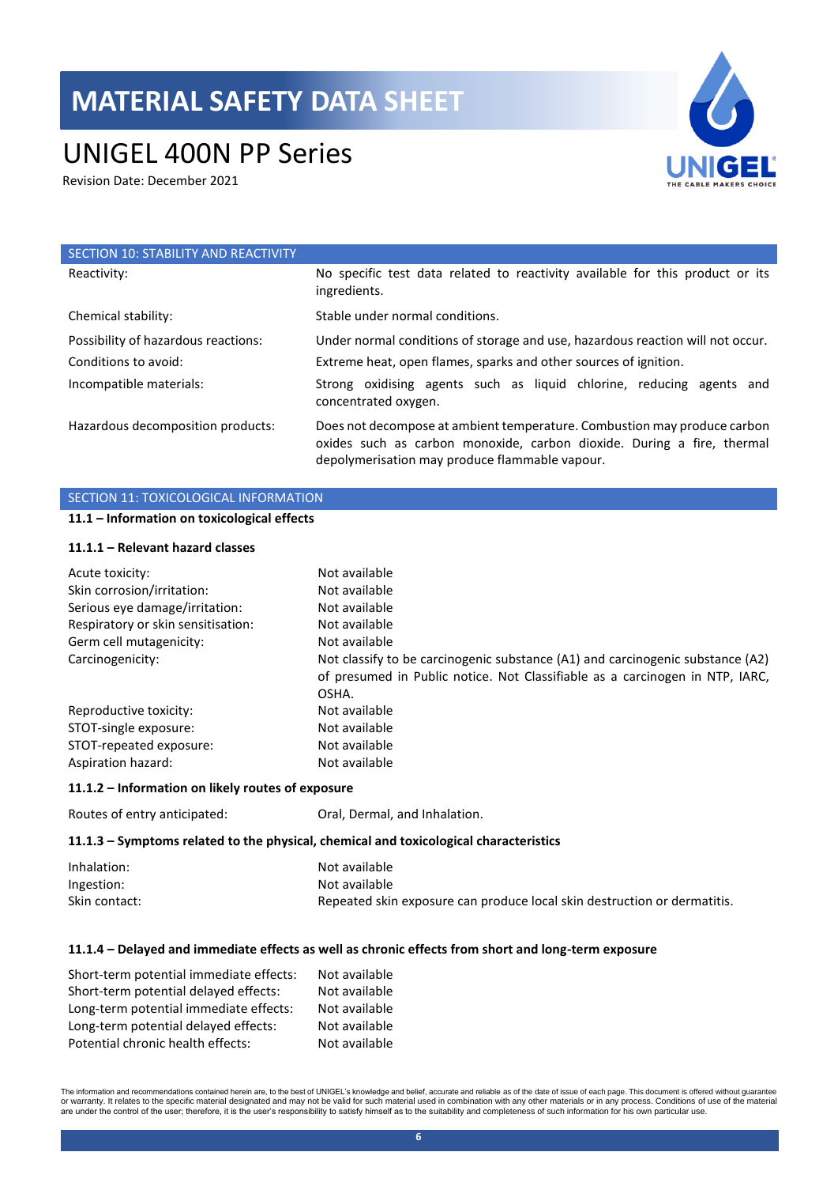## SECTION 10: STABILITY AND REACTIVITY

| | |
|---|---|
| Reactivity: | No specific test data related to reactivity available for this product or its ingredients. |
| Chemical stability: | Stable under normal conditions. |
| Possibility of hazardous reactions: | Under normal conditions of storage and use, hazardous reaction will not occur. |
| Conditions to avoid: | Extreme heat, open flames, sparks and other sources of ignition. |
| Incompatible materials: | Strong oxidising agents such as liquid chlorine, reducing agents and concentrated oxygen. |
| Hazardous decomposition products: | Does not decompose at ambient temperature. Combustion may produce carbon oxides such as carbon monoxide, carbon dioxide. During a fire, thermal depolymerisation may produce flammable vapour. |

## SECTION 11: TOXICOLOGICAL INFORMATION

**11.1 – Information on toxicological effects**

**11.1.1 – Relevant hazard classes**

| | |
|---|---|
| Acute toxicity: | Not available |
| Skin corrosion/irritation: | Not available |
| Serious eye damage/irritation: | Not available |
| Respiratory or skin sensitisation: | Not available |
| Germ cell mutagenicity: | Not available |
| Carcinogenicity: | Not classify to be carcinogenic substance (A1) and carcinogenic substance (A2) of presumed in Public notice. Not Classifiable as a carcinogen in NTP, IARC, OSHA. |
| Reproductive toxicity: | Not available |
| STOT-single exposure: | Not available |
| STOT-repeated exposure: | Not available |
| Aspiration hazard: | Not available |

**11.1.2 – Information on likely routes of exposure**

| | |
|---|---|
| Routes of entry anticipated: | Oral, Dermal, and Inhalation. |

**11.1.3 – Symptoms related to the physical, chemical and toxicological characteristics**

| | |
|---|---|
| Inhalation: | Not available |
| Ingestion: | Not available |
| Skin contact: | Repeated skin exposure can produce local skin destruction or dermatitis. |

**11.1.4 – Delayed and immediate effects as well as chronic effects from short and long-term exposure**

| | |
|---|---|
| Short-term potential immediate effects: | Not available |
| Short-term potential delayed effects: | Not available |
| Long-term potential immediate effects: | Not available |
| Long-term potential delayed effects: | Not available |
| Potential chronic health effects: | Not available |

The information and recommendations contained herein are, to the best of UNIGEL's knowledge and belief, accurate and reliable as of the date of issue of each page. This document is offered without guarantee or warranty. It relates to the specific material designated and may not be valid for such material used in combination with any other materials or in any process. Conditions of use of the material are under the control of the user; therefore, it is the user's responsibility to satisfy himself as to the suitability and completeness of such information for his own particular use.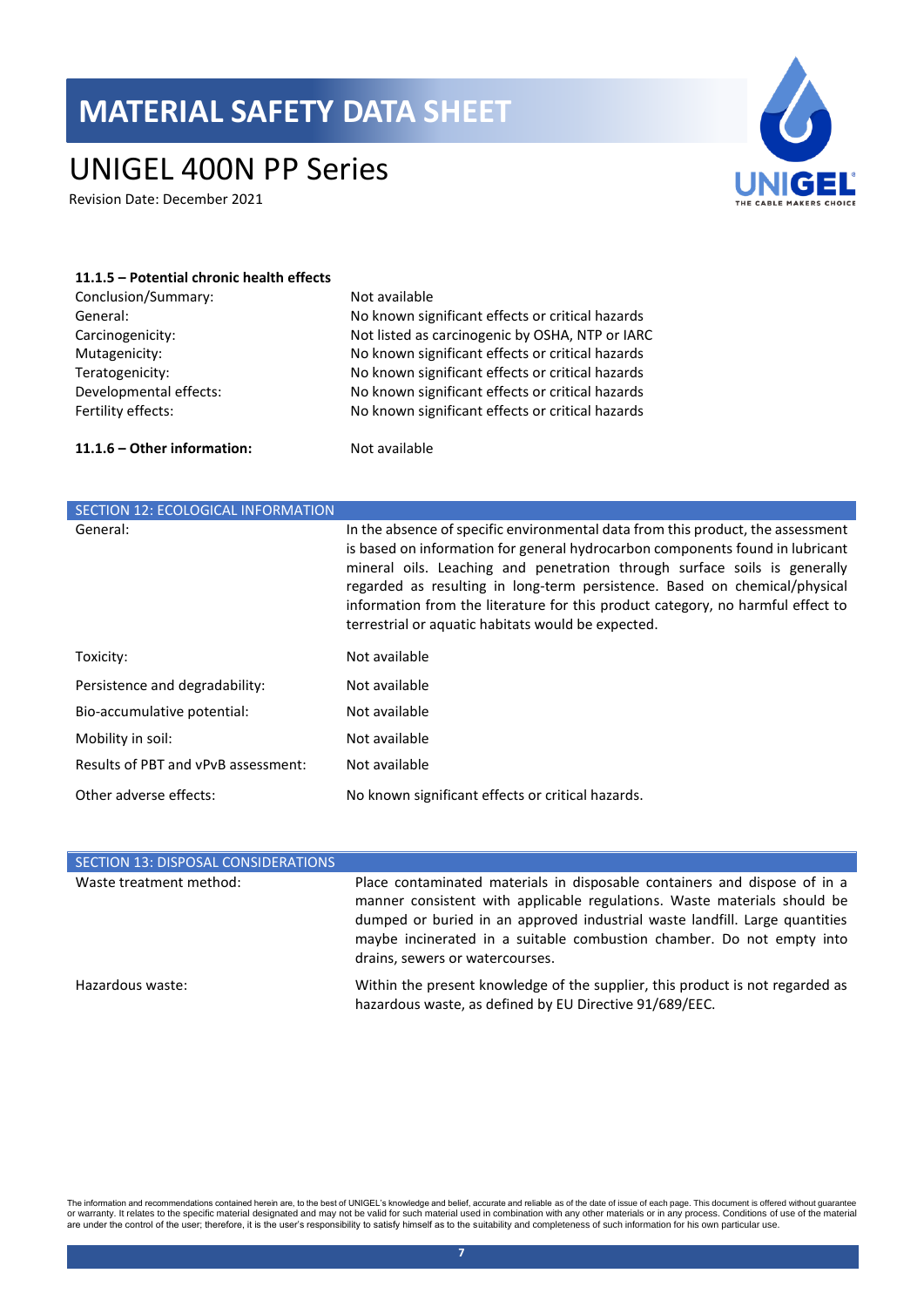#### 11.1.5 – Potential chronic health effects

| | |
|---|---|
| Conclusion/Summary: | Not available |
| General: | No known significant effects or critical hazards |
| Carcinogenicity: | Not listed as carcinogenic by OSHA, NTP or IARC |
| Mutagenicity: | No known significant effects or critical hazards |
| Teratogenicity: | No known significant effects or critical hazards |
| Developmental effects: | No known significant effects or critical hazards |
| Fertility effects: | No known significant effects or critical hazards |

**11.1.6 – Other information:** Not available

## SECTION 12: ECOLOGICAL INFORMATION

| | |
|---|---|
| General: | In the absence of specific environmental data from this product, the assessment is based on information for general hydrocarbon components found in lubricant mineral oils. Leaching and penetration through surface soils is generally regarded as resulting in long-term persistence. Based on chemical/physical information from the literature for this product category, no harmful effect to terrestrial or aquatic habitats would be expected. |
| Toxicity: | Not available |
| Persistence and degradability: | Not available |
| Bio-accumulative potential: | Not available |
| Mobility in soil: | Not available |
| Results of PBT and vPvB assessment: | Not available |
| Other adverse effects: | No known significant effects or critical hazards. |

## SECTION 13: DISPOSAL CONSIDERATIONS

| | |
|---|---|
| Waste treatment method: | Place contaminated materials in disposable containers and dispose of in a manner consistent with applicable regulations. Waste materials should be dumped or buried in an approved industrial waste landfill. Large quantities maybe incinerated in a suitable combustion chamber. Do not empty into drains, sewers or watercourses. |
| Hazardous waste: | Within the present knowledge of the supplier, this product is not regarded as hazardous waste, as defined by EU Directive 91/689/EEC. |

The information and recommendations contained herein are, to the best of UNIGEL's knowledge and belief, accurate and reliable as of the date of issue of each page. This document is offered without guarantee or warranty. It relates to the specific material designated and may not be valid for such material used in combination with any other materials or in any process. Conditions of use of the material are under the control of the user; therefore, it is the user's responsibility to satisfy himself as to the suitability and completeness of such information for his own particular use.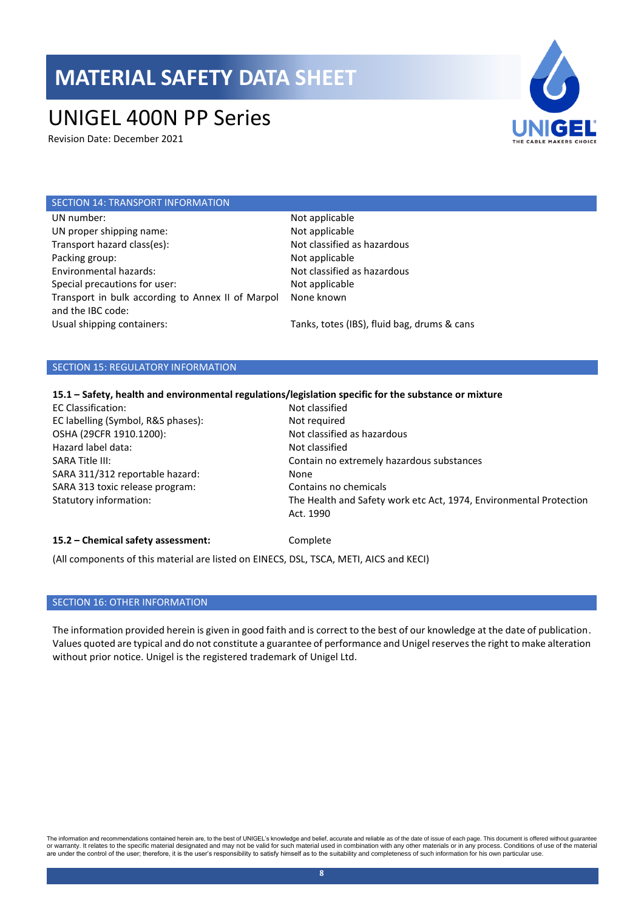# MATERIAL SAFETY DATA SHEET

## UNIGEL 400N PP Series

Revision Date: December 2021

### SECTION 14: TRANSPORT INFORMATION

| | |
|---|---|
| UN number: | Not applicable |
| UN proper shipping name: | Not applicable |
| Transport hazard class(es): | Not classified as hazardous |
| Packing group: | Not applicable |
| Environmental hazards: | Not classified as hazardous |
| Special precautions for user: | Not applicable |
| Transport in bulk according to Annex II of Marpol and the IBC code: | None known |
| Usual shipping containers: | Tanks, totes (IBS), fluid bag, drums & cans |

### SECTION 15: REGULATORY INFORMATION

**15.1 – Safety, health and environmental regulations/legislation specific for the substance or mixture**

| | |
|---|---|
| EC Classification: | Not classified |
| EC labelling (Symbol, R&S phases): | Not required |
| OSHA (29CFR 1910.1200): | Not classified as hazardous |
| Hazard label data: | Not classified |
| SARA Title III: | Contain no extremely hazardous substances |
| SARA 311/312 reportable hazard: | None |
| SARA 313 toxic release program: | Contains no chemicals |
| Statutory information: | The Health and Safety work etc Act, 1974, Environmental Protection Act. 1990 |

**15.2 – Chemical safety assessment:** Complete

(All components of this material are listed on EINECS, DSL, TSCA, METI, AICS and KECI)

### SECTION 16: OTHER INFORMATION

The information provided herein is given in good faith and is correct to the best of our knowledge at the date of publication. Values quoted are typical and do not constitute a guarantee of performance and Unigel reserves the right to make alteration without prior notice. Unigel is the registered trademark of Unigel Ltd.

The information and recommendations contained herein are, to the best of UNIGEL's knowledge and belief, accurate and reliable as of the date of issue of each page. This document is offered without guarantee or warranty. It relates to the specific material designated and may not be valid for such material used in combination with any other materials or in any process. Conditions of use of the material are under the control of the user; therefore, it is the user's responsibility to satisfy himself as to the suitability and completeness of such information for his own particular use.